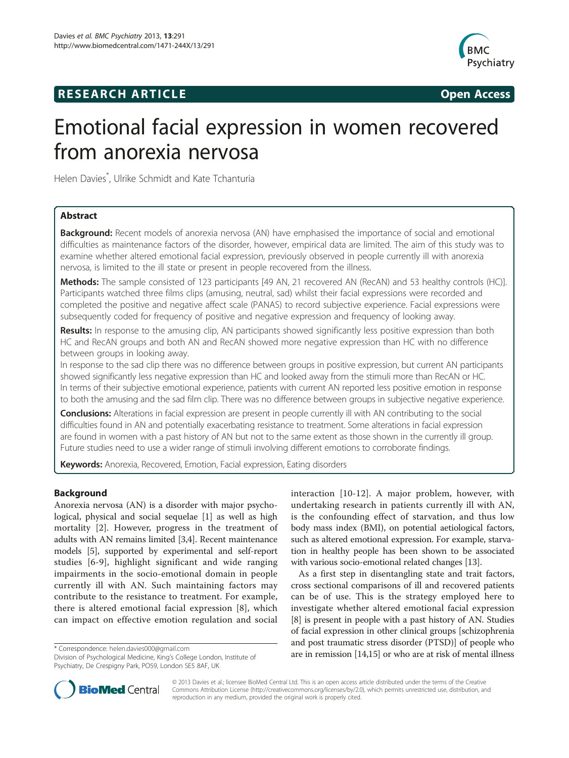RESEARCH ARTICLE Open Access

# Emotional facial expression in women recovered from anorexia nervosa

Helen Davies*, Ulrike Schmidt and Kate Tchanturia

## Abstract

**Background:** Recent models of anorexia nervosa (AN) have emphasised the importance of social and emotional difficulties as maintenance factors of the disorder, however, empirical data are limited. The aim of this study was to examine whether altered emotional facial expression, previously observed in people currently ill with anorexia nervosa, is limited to the ill state or present in people recovered from the illness.

**Methods:** The sample consisted of 123 participants [49 AN, 21 recovered AN (RecAN) and 53 healthy controls (HC)]. Participants watched three films clips (amusing, neutral, sad) whilst their facial expressions were recorded and completed the positive and negative affect scale (PANAS) to record subjective experience. Facial expressions were subsequently coded for frequency of positive and negative expression and frequency of looking away.

**Results:** In response to the amusing clip, AN participants showed significantly less positive expression than both HC and RecAN groups and both AN and RecAN showed more negative expression than HC with no difference between groups in looking away.

In response to the sad clip there was no difference between groups in positive expression, but current AN participants showed significantly less negative expression than HC and looked away from the stimuli more than RecAN or HC. In terms of their subjective emotional experience, patients with current AN reported less positive emotion in response to both the amusing and the sad film clip. There was no difference between groups in subjective negative experience.

**Conclusions:** Alterations in facial expression are present in people currently ill with AN contributing to the social difficulties found in AN and potentially exacerbating resistance to treatment. Some alterations in facial expression are found in women with a past history of AN but not to the same extent as those shown in the currently ill group. Future studies need to use a wider range of stimuli involving different emotions to corroborate findings.

**Keywords:** Anorexia, Recovered, Emotion, Facial expression, Eating disorders

## Background

Anorexia nervosa (AN) is a disorder with major psychological, physical and social sequelae [1] as well as high mortality [2]. However, progress in the treatment of adults with AN remains limited [3,4]. Recent maintenance models [5], supported by experimental and self-report studies [6-9], highlight significant and wide ranging impairments in the socio-emotional domain in people currently ill with AN. Such maintaining factors may contribute to the resistance to treatment. For example, there is altered emotional facial expression [8], which can impact on effective emotion regulation and social interaction [10-12]. A major problem, however, with undertaking research in patients currently ill with AN, is the confounding effect of starvation, and thus low body mass index (BMI), on potential aetiological factors, such as altered emotional expression. For example, starvation in healthy people has been shown to be associated with various socio-emotional related changes [13].

As a first step in disentangling state and trait factors, cross sectional comparisons of ill and recovered patients can be of use. This is the strategy employed here to investigate whether altered emotional facial expression [8] is present in people with a past history of AN. Studies of facial expression in other clinical groups [schizophrenia and post traumatic stress disorder (PTSD)] of people who are in remission [14,15] or who are at risk of mental illness

* Correspondence: helen.davies000@gmail.com
Division of Psychological Medicine, King's College London, Institute of Psychiatry, De Crespigny Park, PO59, London SE5 8AF, UK

© 2013 Davies et al.; licensee BioMed Central Ltd. This is an open access article distributed under the terms of the Creative Commons Attribution License (http://creativecommons.org/licenses/by/2.0), which permits unrestricted use, distribution, and reproduction in any medium, provided the original work is properly cited.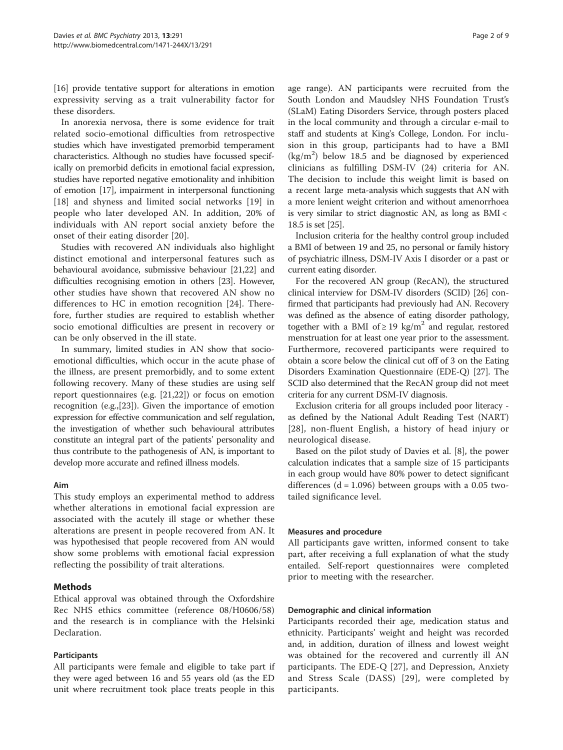[16] provide tentative support for alterations in emotion expressivity serving as a trait vulnerability factor for these disorders.

In anorexia nervosa, there is some evidence for trait related socio-emotional difficulties from retrospective studies which have investigated premorbid temperament characteristics. Although no studies have focussed specifically on premorbid deficits in emotional facial expression, studies have reported negative emotionality and inhibition of emotion [17], impairment in interpersonal functioning [18] and shyness and limited social networks [19] in people who later developed AN. In addition, 20% of individuals with AN report social anxiety before the onset of their eating disorder [20].

Studies with recovered AN individuals also highlight distinct emotional and interpersonal features such as behavioural avoidance, submissive behaviour [21,22] and difficulties recognising emotion in others [23]. However, other studies have shown that recovered AN show no differences to HC in emotion recognition [24]. Therefore, further studies are required to establish whether socio emotional difficulties are present in recovery or can be only observed in the ill state.

In summary, limited studies in AN show that socio-emotional difficulties, which occur in the acute phase of the illness, are present premorbidly, and to some extent following recovery. Many of these studies are using self report questionnaires (e.g. [21,22]) or focus on emotion recognition (e.g.,[23]). Given the importance of emotion expression for effective communication and self regulation, the investigation of whether such behavioural attributes constitute an integral part of the patients' personality and thus contribute to the pathogenesis of AN, is important to develop more accurate and refined illness models.

### Aim

This study employs an experimental method to address whether alterations in emotional facial expression are associated with the acutely ill stage or whether these alterations are present in people recovered from AN. It was hypothesised that people recovered from AN would show some problems with emotional facial expression reflecting the possibility of trait alterations.

## Methods

Ethical approval was obtained through the Oxfordshire Rec NHS ethics committee (reference 08/H0606/58) and the research is in compliance with the Helsinki Declaration.

### Participants

All participants were female and eligible to take part if they were aged between 16 and 55 years old (as the ED unit where recruitment took place treats people in this age range). AN participants were recruited from the South London and Maudsley NHS Foundation Trust's (SLaM) Eating Disorders Service, through posters placed in the local community and through a circular e-mail to staff and students at King's College, London. For inclusion in this group, participants had to have a BMI ($kg/m^2$) below 18.5 and be diagnosed by experienced clinicians as fulfilling DSM-IV (24) criteria for AN. The decision to include this weight limit is based on a recent large meta-analysis which suggests that AN with a more lenient weight criterion and without amenorrhoea is very similar to strict diagnostic AN, as long as BMI < 18.5 is set [25].

Inclusion criteria for the healthy control group included a BMI of between 19 and 25, no personal or family history of psychiatric illness, DSM-IV Axis I disorder or a past or current eating disorder.

For the recovered AN group (RecAN), the structured clinical interview for DSM-IV disorders (SCID) [26] confirmed that participants had previously had AN. Recovery was defined as the absence of eating disorder pathology, together with a BMI of $\geq 19$ $kg/m^2$ and regular, restored menstruation for at least one year prior to the assessment. Furthermore, recovered participants were required to obtain a score below the clinical cut off of 3 on the Eating Disorders Examination Questionnaire (EDE-Q) [27]. The SCID also determined that the RecAN group did not meet criteria for any current DSM-IV diagnosis.

Exclusion criteria for all groups included poor literacy - as defined by the National Adult Reading Test (NART) [28], non-fluent English, a history of head injury or neurological disease.

Based on the pilot study of Davies et al. [8], the power calculation indicates that a sample size of 15 participants in each group would have 80% power to detect significant differences ($d = 1.096$) between groups with a 0.05 two-tailed significance level.

### Measures and procedure

All participants gave written, informed consent to take part, after receiving a full explanation of what the study entailed. Self-report questionnaires were completed prior to meeting with the researcher.

### Demographic and clinical information

Participants recorded their age, medication status and ethnicity. Participants' weight and height was recorded and, in addition, duration of illness and lowest weight was obtained for the recovered and currently ill AN participants. The EDE-Q [27], and Depression, Anxiety and Stress Scale (DASS) [29], were completed by participants.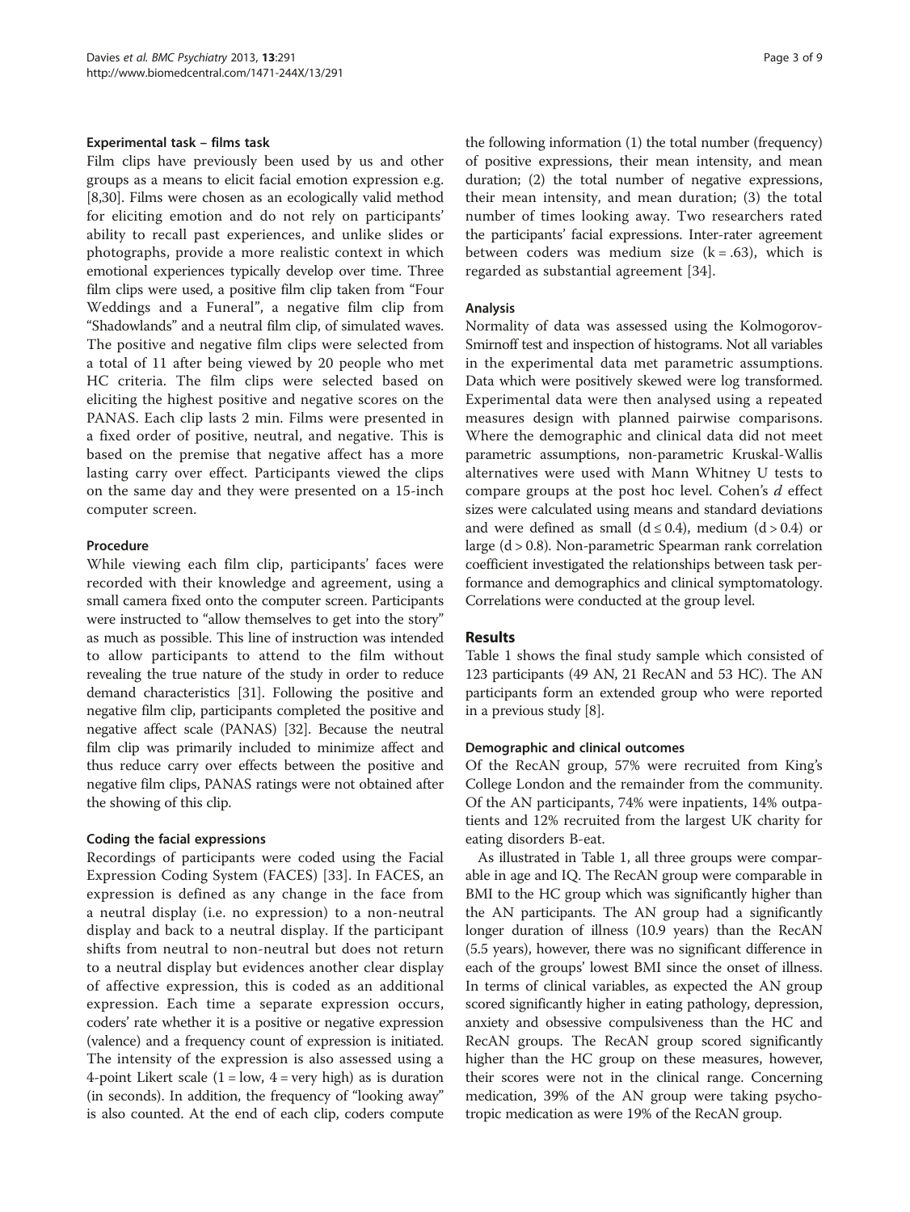### Experimental task – films task

Film clips have previously been used by us and other groups as a means to elicit facial emotion expression e.g. [8,30]. Films were chosen as an ecologically valid method for eliciting emotion and do not rely on participants' ability to recall past experiences, and unlike slides or photographs, provide a more realistic context in which emotional experiences typically develop over time. Three film clips were used, a positive film clip taken from "Four Weddings and a Funeral", a negative film clip from "Shadowlands" and a neutral film clip, of simulated waves. The positive and negative film clips were selected from a total of 11 after being viewed by 20 people who met HC criteria. The film clips were selected based on eliciting the highest positive and negative scores on the PANAS. Each clip lasts 2 min. Films were presented in a fixed order of positive, neutral, and negative. This is based on the premise that negative affect has a more lasting carry over effect. Participants viewed the clips on the same day and they were presented on a 15-inch computer screen.

### Procedure

While viewing each film clip, participants' faces were recorded with their knowledge and agreement, using a small camera fixed onto the computer screen. Participants were instructed to "allow themselves to get into the story" as much as possible. This line of instruction was intended to allow participants to attend to the film without revealing the true nature of the study in order to reduce demand characteristics [31]. Following the positive and negative film clip, participants completed the positive and negative affect scale (PANAS) [32]. Because the neutral film clip was primarily included to minimize affect and thus reduce carry over effects between the positive and negative film clips, PANAS ratings were not obtained after the showing of this clip.

### Coding the facial expressions

Recordings of participants were coded using the Facial Expression Coding System (FACES) [33]. In FACES, an expression is defined as any change in the face from a neutral display (i.e. no expression) to a non-neutral display and back to a neutral display. If the participant shifts from neutral to non-neutral but does not return to a neutral display but evidences another clear display of affective expression, this is coded as an additional expression. Each time a separate expression occurs, coders' rate whether it is a positive or negative expression (valence) and a frequency count of expression is initiated. The intensity of the expression is also assessed using a 4-point Likert scale (1 = low, 4 = very high) as is duration (in seconds). In addition, the frequency of "looking away" is also counted. At the end of each clip, coders compute the following information (1) the total number (frequency) of positive expressions, their mean intensity, and mean duration; (2) the total number of negative expressions, their mean intensity, and mean duration; (3) the total number of times looking away. Two researchers rated the participants' facial expressions. Inter-rater agreement between coders was medium size ($k = .63$), which is regarded as substantial agreement [34].

### Analysis

Normality of data was assessed using the Kolmogorov-Smirnoff test and inspection of histograms. Not all variables in the experimental data met parametric assumptions. Data which were positively skewed were log transformed. Experimental data were then analysed using a repeated measures design with planned pairwise comparisons. Where the demographic and clinical data did not meet parametric assumptions, non-parametric Kruskal-Wallis alternatives were used with Mann Whitney U tests to compare groups at the post hoc level. Cohen's $d$ effect sizes were calculated using means and standard deviations and were defined as small ($d \leq 0.4$), medium ($d > 0.4$) or large ($d > 0.8$). Non-parametric Spearman rank correlation coefficient investigated the relationships between task performance and demographics and clinical symptomatology. Correlations were conducted at the group level.

## Results

Table 1 shows the final study sample which consisted of 123 participants (49 AN, 21 RecAN and 53 HC). The AN participants form an extended group who were reported in a previous study [8].

### Demographic and clinical outcomes

Of the RecAN group, 57% were recruited from King's College London and the remainder from the community. Of the AN participants, 74% were inpatients, 14% outpatients and 12% recruited from the largest UK charity for eating disorders B-eat.

As illustrated in Table 1, all three groups were comparable in age and IQ. The RecAN group were comparable in BMI to the HC group which was significantly higher than the AN participants. The AN group had a significantly longer duration of illness (10.9 years) than the RecAN (5.5 years), however, there was no significant difference in each of the groups' lowest BMI since the onset of illness. In terms of clinical variables, as expected the AN group scored significantly higher in eating pathology, depression, anxiety and obsessive compulsiveness than the HC and RecAN groups. The RecAN group scored significantly higher than the HC group on these measures, however, their scores were not in the clinical range. Concerning medication, 39% of the AN group were taking psychotropic medication as were 19% of the RecAN group.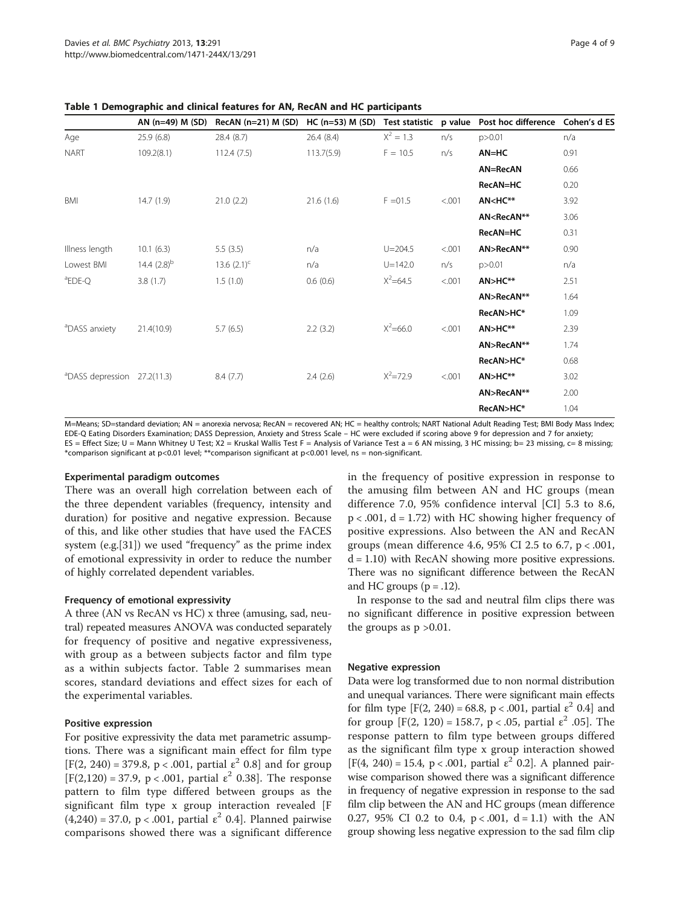**Table 1 Demographic and clinical features for AN, RecAN and HC participants**

| | AN (n=49) M (SD) | RecAN (n=21) M (SD) | HC (n=53) M (SD) | Test statistic | p value | Post hoc difference | Cohen's d ES |
|---|---|---|---|---|---|---|---|
| Age | 25.9 (6.8) | 28.4 (8.7) | 26.4 (8.4) | $X^2 = 1.3$ | n/s | p>0.01 | n/a |
| NART | 109.2(8.1) | 112.4 (7.5) | 113.7(5.9) | F = 10.5 | n/s | **AN=HC** | 0.91 |
| | | | | | | **AN=RecAN** | 0.66 |
| | | | | | | **RecAN=HC** | 0.20 |
| BMI | 14.7 (1.9) | 21.0 (2.2) | 21.6 (1.6) | F =01.5 | <.001 | **AN<HC\*\*** | 3.92 |
| | | | | | | **AN<RecAN\*\*** | 3.06 |
| | | | | | | **RecAN=HC** | 0.31 |
| Illness length | 10.1 (6.3) | 5.5 (3.5) | n/a | U=204.5 | <.001 | **AN>RecAN\*\*** | 0.90 |
| Lowest BMI | 14.4 (2.8)[b] | 13.6 (2.1)[c] | n/a | U=142.0 | n/s | p>0.01 | n/a |
| [a]EDE-Q | 3.8 (1.7) | 1.5 (1.0) | 0.6 (0.6) | $X^2$=64.5 | <.001 | **AN>HC\*\*** | 2.51 |
| | | | | | | **AN>RecAN\*\*** | 1.64 |
| | | | | | | **RecAN>HC\*** | 1.09 |
| [a]DASS anxiety | 21.4(10.9) | 5.7 (6.5) | 2.2 (3.2) | $X^2$=66.0 | <.001 | **AN>HC\*\*** | 2.39 |
| | | | | | | **AN>RecAN\*\*** | 1.74 |
| | | | | | | **RecAN>HC\*** | 0.68 |
| [a]DASS depression | 27.2(11.3) | 8.4 (7.7) | 2.4 (2.6) | $X^2$=72.9 | <.001 | **AN>HC\*\*** | 3.02 |
| | | | | | | **AN>RecAN\*\*** | 2.00 |
| | | | | | | **RecAN>HC\*** | 1.04 |

M=Means; SD=standard deviation; AN = anorexia nervosa; RecAN = recovered AN; HC = healthy controls; NART National Adult Reading Test; BMI Body Mass Index; EDE-Q Eating Disorders Examination; DASS Depression, Anxiety and Stress Scale – HC were excluded if scoring above 9 for depression and 7 for anxiety; ES = Effect Size; U = Mann Whitney U Test; X2 = Kruskal Wallis Test F = Analysis of Variance Test a = 6 AN missing, 3 HC missing; b= 23 missing, c= 8 missing; *comparison significant at p<0.01 level; **comparison significant at p<0.001 level, ns = non-significant.

### Experimental paradigm outcomes

There was an overall high correlation between each of the three dependent variables (frequency, intensity and duration) for positive and negative expression. Because of this, and like other studies that have used the FACES system (e.g.[31]) we used "frequency" as the prime index of emotional expressivity in order to reduce the number of highly correlated dependent variables.

### Frequency of emotional expressivity

A three (AN vs RecAN vs HC) x three (amusing, sad, neutral) repeated measures ANOVA was conducted separately for frequency of positive and negative expressiveness, with group as a between subjects factor and film type as a within subjects factor. Table 2 summarises mean scores, standard deviations and effect sizes for each of the experimental variables.

### Positive expression

For positive expressivity the data met parametric assumptions. There was a significant main effect for film type [$F(2, 240) = 379.8$, $p < .001$, partial $\varepsilon^2$ 0.8] and for group [$F(2,120) = 37.9$, $p < .001$, partial $\varepsilon^2$ 0.38]. The response pattern to film type differed between groups as the significant film type x group interaction revealed [$F(4,240) = 37.0$, $p < .001$, partial $\varepsilon^2$ 0.4]. Planned pairwise comparisons showed there was a significant difference in the frequency of positive expression in response to the amusing film between AN and HC groups (mean difference 7.0, 95% confidence interval [CI] 5.3 to 8.6, $p < .001$, $d = 1.72$) with HC showing higher frequency of positive expressions. Also between the AN and RecAN groups (mean difference 4.6, 95% CI 2.5 to 6.7, $p < .001$, $d = 1.10$) with RecAN showing more positive expressions. There was no significant difference between the RecAN and HC groups ($p = .12$).

In response to the sad and neutral film clips there was no significant difference in positive expression between the groups as $p > 0.01$.

### Negative expression

Data were log transformed due to non normal distribution and unequal variances. There were significant main effects for film type [$F(2, 240) = 68.8$, $p < .001$, partial $\varepsilon^2$ 0.4] and for group [$F(2, 120) = 158.7$, $p < .05$, partial $\varepsilon^2$ .05]. The response pattern to film type between groups differed as the significant film type x group interaction showed [$F(4, 240) = 15.4$, $p < .001$, partial $\varepsilon^2$ 0.2]. A planned pairwise comparison showed there was a significant difference in frequency of negative expression in response to the sad film clip between the AN and HC groups (mean difference 0.27, 95% CI 0.2 to 0.4, $p < .001$, $d = 1.1$) with the AN group showing less negative expression to the sad film clip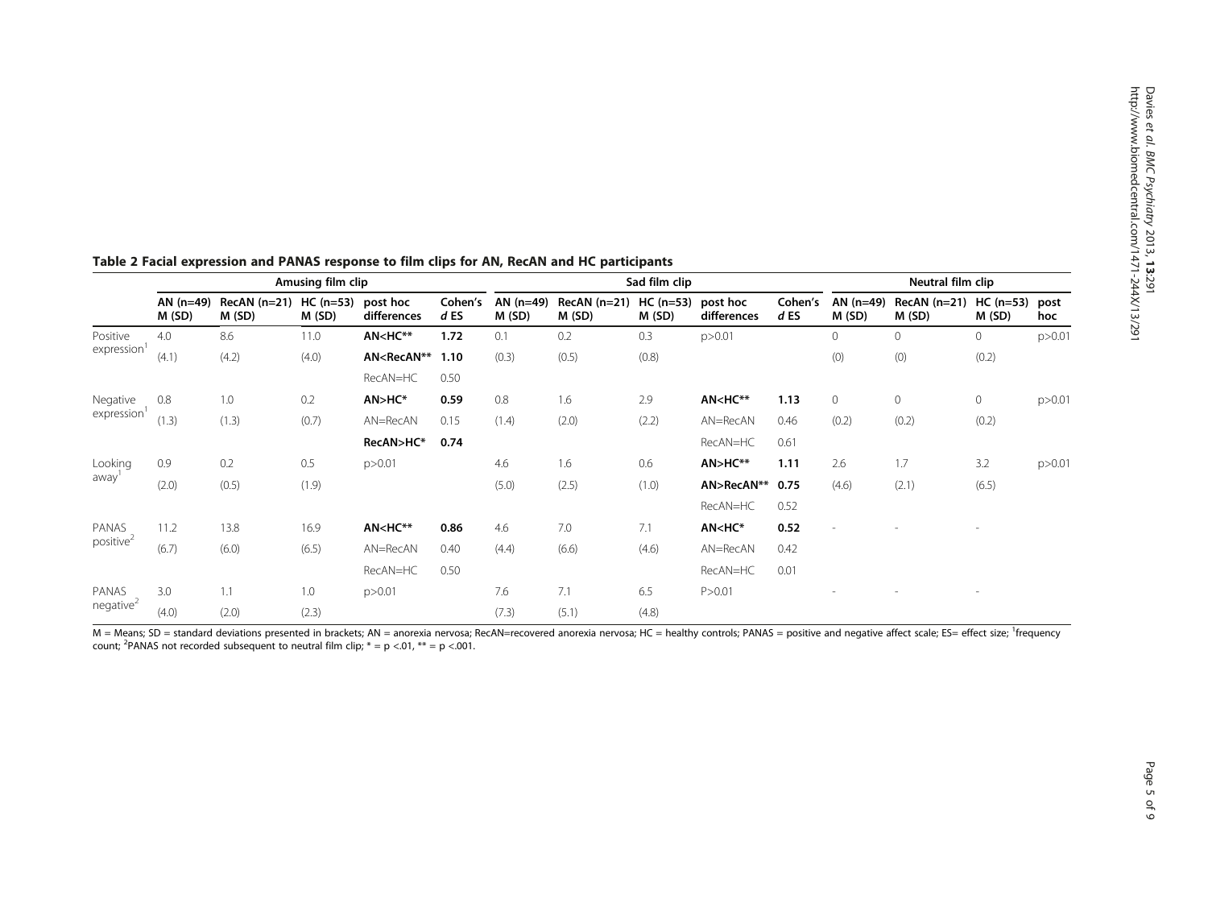**Table 2 Facial expression and PANAS response to film clips for AN, RecAN and HC participants**

| | Amusing film clip | | | | | Sad film clip | | | | | Neutral film clip | | | |
|---|---|---|---|---|---|---|---|---|---|---|---|---|---|---|
| | AN (n=49) M (SD) | RecAN (n=21) M (SD) | HC (n=53) M (SD) | post hoc differences | Cohen's *d* ES | AN (n=49) M (SD) | RecAN (n=21) M (SD) | HC (n=53) M (SD) | post hoc differences | Cohen's *d* ES | AN (n=49) M (SD) | RecAN (n=21) M (SD) | HC (n=53) M (SD) | post hoc |
| Positive expression[1] | 4.0 | 8.6 | 11.0 | **AN<HC**** | **1.72** | 0.1 | 0.2 | 0.3 | p>0.01 | | 0 | 0 | 0 | p>0.01 |
| | (4.1) | (4.2) | (4.0) | **AN<RecAN**** | **1.10** | (0.3) | (0.5) | (0.8) | | | (0) | (0) | (0.2) | |
| | | | | RecAN=HC | 0.50 | | | | | | | | | |
| Negative expression[1] | 0.8 | 1.0 | 0.2 | **AN>HC*** | **0.59** | 0.8 | 1.6 | 2.9 | **AN<HC**** | **1.13** | 0 | 0 | 0 | p>0.01 |
| | (1.3) | (1.3) | (0.7) | AN=RecAN | 0.15 | (1.4) | (2.0) | (2.2) | AN=RecAN | 0.46 | (0.2) | (0.2) | (0.2) | |
| | | | | **RecAN>HC*** | **0.74** | | | | RecAN=HC | 0.61 | | | | |
| Looking away[1] | 0.9 | 0.2 | 0.5 | p>0.01 | | 4.6 | 1.6 | 0.6 | **AN>HC**** | **1.11** | 2.6 | 1.7 | 3.2 | p>0.01 |
| | (2.0) | (0.5) | (1.9) | | | (5.0) | (2.5) | (1.0) | **AN>RecAN**** | **0.75** | (4.6) | (2.1) | (6.5) | |
| | | | | | | | | | RecAN=HC | 0.52 | | | | |
| PANAS positive[2] | 11.2 | 13.8 | 16.9 | **AN<HC**** | **0.86** | 4.6 | 7.0 | 7.1 | **AN<HC*** | **0.52** | - | - | - | |
| | (6.7) | (6.0) | (6.5) | AN=RecAN | 0.40 | (4.4) | (6.6) | (4.6) | AN=RecAN | 0.42 | | | | |
| | | | | RecAN=HC | 0.50 | | | | RecAN=HC | 0.01 | | | | |
| PANAS negative[2] | 3.0 | 1.1 | 1.0 | p>0.01 | | 7.6 | 7.1 | 6.5 | P>0.01 | | - | - | - | |
| | (4.0) | (2.0) | (2.3) | | | (7.3) | (5.1) | (4.8) | | | | | | |

M = Means; SD = standard deviations presented in brackets; AN = anorexia nervosa; RecAN=recovered anorexia nervosa; HC = healthy controls; PANAS = positive and negative affect scale; ES= effect size; [1]frequency count; [2]PANAS not recorded subsequent to neutral film clip; * = p <.01, ** = p <.001.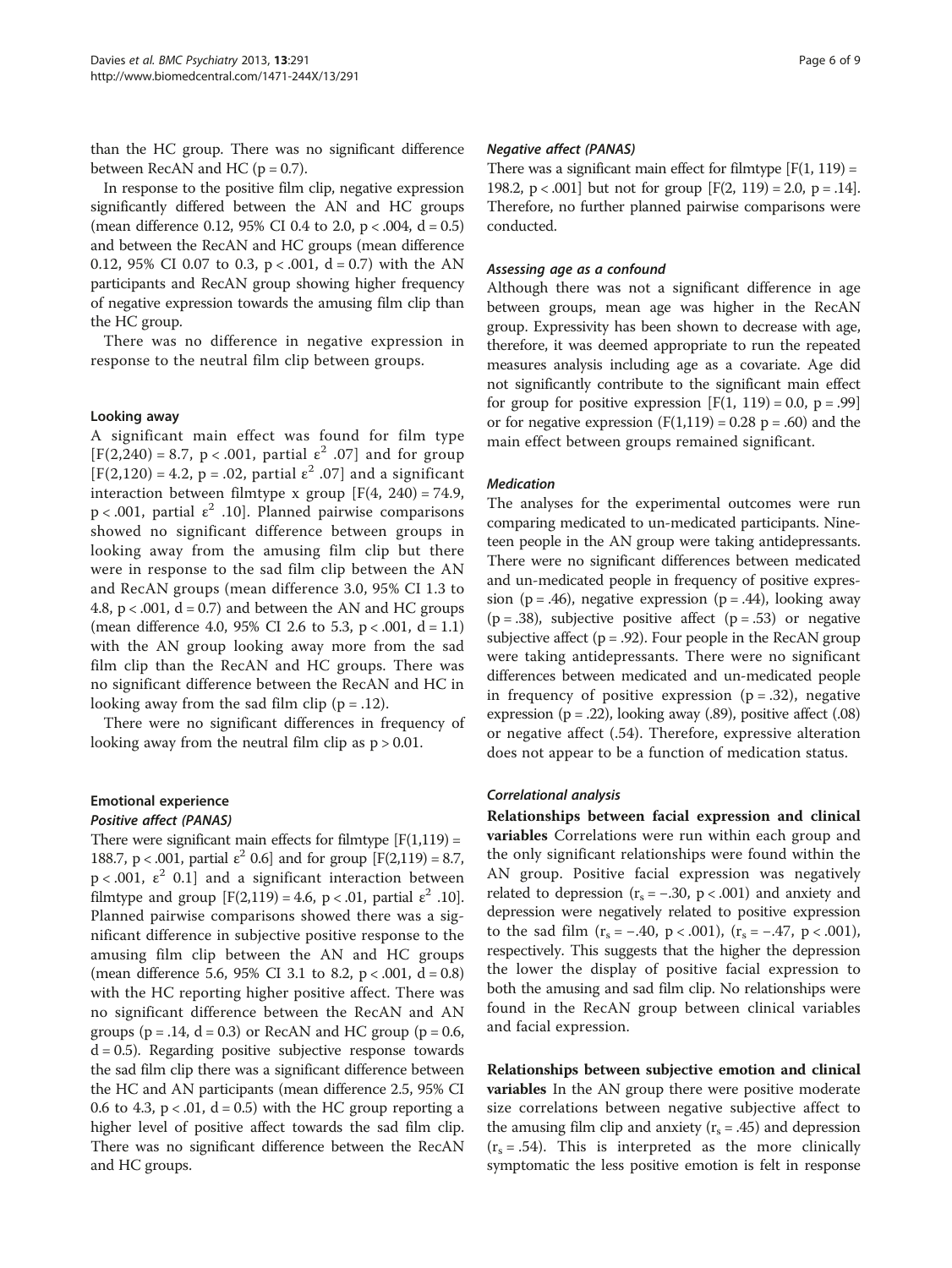than the HC group. There was no significant difference between RecAN and HC ($p = 0.7$).

In response to the positive film clip, negative expression significantly differed between the AN and HC groups (mean difference 0.12, 95% CI 0.4 to 2.0, $p < .004$, $d = 0.5$) and between the RecAN and HC groups (mean difference 0.12, 95% CI 0.07 to 0.3, $p < .001$, $d = 0.7$) with the AN participants and RecAN group showing higher frequency of negative expression towards the amusing film clip than the HC group.

There was no difference in negative expression in response to the neutral film clip between groups.

#### Looking away

A significant main effect was found for film type [$F(2,240) = 8.7$, $p < .001$, partial $\varepsilon^2$ .07] and for group [$F(2,120) = 4.2$, $p = .02$, partial $\varepsilon^2$ .07] and a significant interaction between filmtype x group [$F(4, 240) = 74.9$, $p < .001$, partial $\varepsilon^2$ .10]. Planned pairwise comparisons showed no significant difference between groups in looking away from the amusing film clip but there were in response to the sad film clip between the AN and RecAN groups (mean difference 3.0, 95% CI 1.3 to 4.8, $p < .001$, $d = 0.7$) and between the AN and HC groups (mean difference 4.0, 95% CI 2.6 to 5.3, $p < .001$, $d = 1.1$) with the AN group looking away more from the sad film clip than the RecAN and HC groups. There was no significant difference between the RecAN and HC in looking away from the sad film clip ($p = .12$).

There were no significant differences in frequency of looking away from the neutral film clip as $p > 0.01$.

### Emotional experience

#### *Positive affect (PANAS)*

There were significant main effects for filmtype [$F(1,119) = 188.7$, $p < .001$, partial $\varepsilon^2$ 0.6] and for group [$F(2,119) = 8.7$, $p < .001$, $\varepsilon^2$ 0.1] and a significant interaction between filmtype and group [$F(2,119) = 4.6$, $p < .01$, partial $\varepsilon^2$ .10]. Planned pairwise comparisons showed there was a significant difference in subjective positive response to the amusing film clip between the AN and HC groups (mean difference 5.6, 95% CI 3.1 to 8.2, $p < .001$, $d = 0.8$) with the HC reporting higher positive affect. There was no significant difference between the RecAN and AN groups ($p = .14$, $d = 0.3$) or RecAN and HC group ($p = 0.6$, $d = 0.5$). Regarding positive subjective response towards the sad film clip there was a significant difference between the HC and AN participants (mean difference 2.5, 95% CI 0.6 to 4.3, $p < .01$, $d = 0.5$) with the HC group reporting a higher level of positive affect towards the sad film clip. There was no significant difference between the RecAN and HC groups.

#### *Negative affect (PANAS)*

There was a significant main effect for filmtype [$F(1, 119) = 198.2$, $p < .001$] but not for group [$F(2, 119) = 2.0$, $p = .14$]. Therefore, no further planned pairwise comparisons were conducted.

#### *Assessing age as a confound*

Although there was not a significant difference in age between groups, mean age was higher in the RecAN group. Expressivity has been shown to decrease with age, therefore, it was deemed appropriate to run the repeated measures analysis including age as a covariate. Age did not significantly contribute to the significant main effect for group for positive expression [$F(1, 119) = 0.0$, $p = .99$] or for negative expression ($F(1,119) = 0.28$ $p = .60$) and the main effect between groups remained significant.

#### *Medication*

The analyses for the experimental outcomes were run comparing medicated to un-medicated participants. Nineteen people in the AN group were taking antidepressants. There were no significant differences between medicated and un-medicated people in frequency of positive expression ($p = .46$), negative expression ($p = .44$), looking away ($p = .38$), subjective positive affect ($p = .53$) or negative subjective affect ($p = .92$). Four people in the RecAN group were taking antidepressants. There were no significant differences between medicated and un-medicated people in frequency of positive expression ($p = .32$), negative expression ($p = .22$), looking away (.89), positive affect (.08) or negative affect (.54). Therefore, expressive alteration does not appear to be a function of medication status.

#### *Correlational analysis*

**Relationships between facial expression and clinical variables** Correlations were run within each group and the only significant relationships were found within the AN group. Positive facial expression was negatively related to depression ($r_s = -.30$, $p < .001$) and anxiety and depression were negatively related to positive expression to the sad film ($r_s = -.40$, $p < .001$), ($r_s = -.47$, $p < .001$), respectively. This suggests that the higher the depression the lower the display of positive facial expression to both the amusing and sad film clip. No relationships were found in the RecAN group between clinical variables and facial expression.

**Relationships between subjective emotion and clinical variables** In the AN group there were positive moderate size correlations between negative subjective affect to the amusing film clip and anxiety ($r_s = .45$) and depression ($r_s = .54$). This is interpreted as the more clinically symptomatic the less positive emotion is felt in response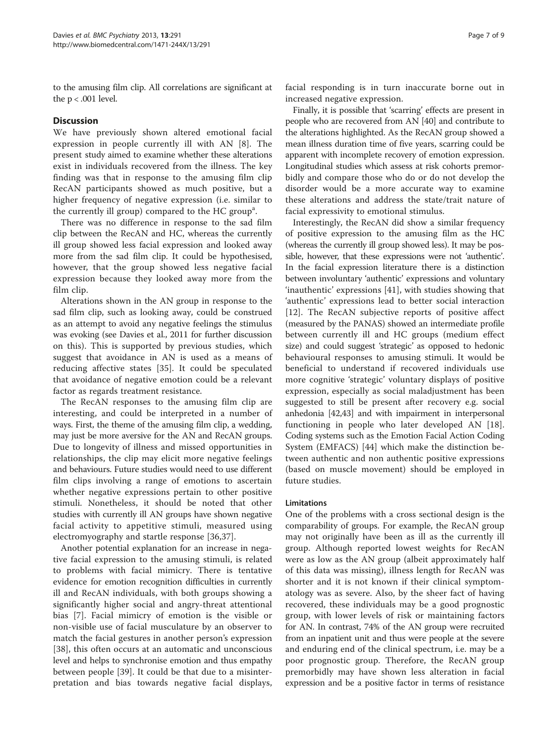to the amusing film clip. All correlations are significant at the $p < .001$ level.

## Discussion

We have previously shown altered emotional facial expression in people currently ill with AN [8]. The present study aimed to examine whether these alterations exist in individuals recovered from the illness. The key finding was that in response to the amusing film clip RecAN participants showed as much positive, but a higher frequency of negative expression (i.e. similar to the currently ill group) compared to the HC group[a].

There was no difference in response to the sad film clip between the RecAN and HC, whereas the currently ill group showed less facial expression and looked away more from the sad film clip. It could be hypothesised, however, that the group showed less negative facial expression because they looked away more from the film clip.

Alterations shown in the AN group in response to the sad film clip, such as looking away, could be construed as an attempt to avoid any negative feelings the stimulus was evoking (see Davies et al., 2011 for further discussion on this). This is supported by previous studies, which suggest that avoidance in AN is used as a means of reducing affective states [35]. It could be speculated that avoidance of negative emotion could be a relevant factor as regards treatment resistance.

The RecAN responses to the amusing film clip are interesting, and could be interpreted in a number of ways. First, the theme of the amusing film clip, a wedding, may just be more aversive for the AN and RecAN groups. Due to longevity of illness and missed opportunities in relationships, the clip may elicit more negative feelings and behaviours. Future studies would need to use different film clips involving a range of emotions to ascertain whether negative expressions pertain to other positive stimuli. Nonetheless, it should be noted that other studies with currently ill AN groups have shown negative facial activity to appetitive stimuli, measured using electromyography and startle response [36,37].

Another potential explanation for an increase in negative facial expression to the amusing stimuli, is related to problems with facial mimicry. There is tentative evidence for emotion recognition difficulties in currently ill and RecAN individuals, with both groups showing a significantly higher social and angry-threat attentional bias [7]. Facial mimicry of emotion is the visible or non-visible use of facial musculature by an observer to match the facial gestures in another person's expression [38], this often occurs at an automatic and unconscious level and helps to synchronise emotion and thus empathy between people [39]. It could be that due to a misinterpretation and bias towards negative facial displays, facial responding is in turn inaccurate borne out in increased negative expression.

Finally, it is possible that 'scarring' effects are present in people who are recovered from AN [40] and contribute to the alterations highlighted. As the RecAN group showed a mean illness duration time of five years, scarring could be apparent with incomplete recovery of emotion expression. Longitudinal studies which assess at risk cohorts premorbidly and compare those who do or do not develop the disorder would be a more accurate way to examine these alterations and address the state/trait nature of facial expressivity to emotional stimulus.

Interestingly, the RecAN did show a similar frequency of positive expression to the amusing film as the HC (whereas the currently ill group showed less). It may be possible, however, that these expressions were not 'authentic'. In the facial expression literature there is a distinction between involuntary 'authentic' expressions and voluntary 'inauthentic' expressions [41], with studies showing that 'authentic' expressions lead to better social interaction [12]. The RecAN subjective reports of positive affect (measured by the PANAS) showed an intermediate profile between currently ill and HC groups (medium effect size) and could suggest 'strategic' as opposed to hedonic behavioural responses to amusing stimuli. It would be beneficial to understand if recovered individuals use more cognitive 'strategic' voluntary displays of positive expression, especially as social maladjustment has been suggested to still be present after recovery e.g. social anhedonia [42,43] and with impairment in interpersonal functioning in people who later developed AN [18]. Coding systems such as the Emotion Facial Action Coding System (EMFACS) [44] which make the distinction between authentic and non authentic positive expressions (based on muscle movement) should be employed in future studies.

### Limitations

One of the problems with a cross sectional design is the comparability of groups. For example, the RecAN group may not originally have been as ill as the currently ill group. Although reported lowest weights for RecAN were as low as the AN group (albeit approximately half of this data was missing), illness length for RecAN was shorter and it is not known if their clinical symptomatology was as severe. Also, by the sheer fact of having recovered, these individuals may be a good prognostic group, with lower levels of risk or maintaining factors for AN. In contrast, 74% of the AN group were recruited from an inpatient unit and thus were people at the severe and enduring end of the clinical spectrum, i.e. may be a poor prognostic group. Therefore, the RecAN group premorbidly may have shown less alteration in facial expression and be a positive factor in terms of resistance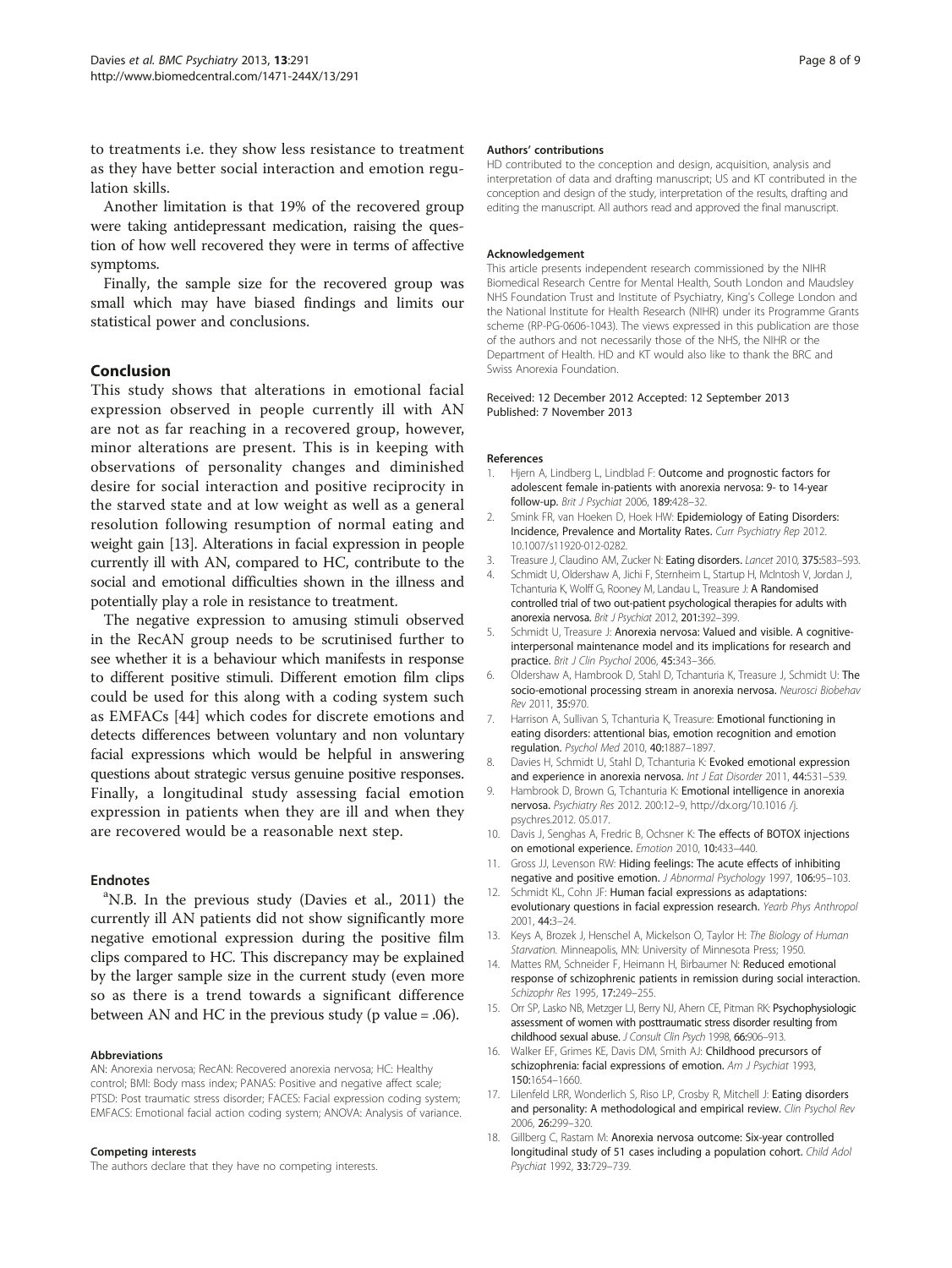to treatments i.e. they show less resistance to treatment as they have better social interaction and emotion regulation skills.

Another limitation is that 19% of the recovered group were taking antidepressant medication, raising the question of how well recovered they were in terms of affective symptoms.

Finally, the sample size for the recovered group was small which may have biased findings and limits our statistical power and conclusions.

## Conclusion

This study shows that alterations in emotional facial expression observed in people currently ill with AN are not as far reaching in a recovered group, however, minor alterations are present. This is in keeping with observations of personality changes and diminished desire for social interaction and positive reciprocity in the starved state and at low weight as well as a general resolution following resumption of normal eating and weight gain [13]. Alterations in facial expression in people currently ill with AN, compared to HC, contribute to the social and emotional difficulties shown in the illness and potentially play a role in resistance to treatment.

The negative expression to amusing stimuli observed in the RecAN group needs to be scrutinised further to see whether it is a behaviour which manifests in response to different positive stimuli. Different emotion film clips could be used for this along with a coding system such as EMFACs [44] which codes for discrete emotions and detects differences between voluntary and non voluntary facial expressions which would be helpful in answering questions about strategic versus genuine positive responses. Finally, a longitudinal study assessing facial emotion expression in patients when they are ill and when they are recovered would be a reasonable next step.

### Endnotes

[a]N.B. In the previous study (Davies et al., 2011) the currently ill AN patients did not show significantly more negative emotional expression during the positive film clips compared to HC. This discrepancy may be explained by the larger sample size in the current study (even more so as there is a trend towards a significant difference between AN and HC in the previous study (p value = .06).

#### Abbreviations

AN: Anorexia nervosa; RecAN: Recovered anorexia nervosa; HC: Healthy control; BMI: Body mass index; PANAS: Positive and negative affect scale; PTSD: Post traumatic stress disorder; FACES: Facial expression coding system; EMFACS: Emotional facial action coding system; ANOVA: Analysis of variance.

#### Competing interests

The authors declare that they have no competing interests.

#### Authors' contributions

HD contributed to the conception and design, acquisition, analysis and interpretation of data and drafting manuscript; US and KT contributed in the conception and design of the study, interpretation of the results, drafting and editing the manuscript. All authors read and approved the final manuscript.

#### Acknowledgement

This article presents independent research commissioned by the NIHR Biomedical Research Centre for Mental Health, South London and Maudsley NHS Foundation Trust and Institute of Psychiatry, King's College London and the National Institute for Health Research (NIHR) under its Programme Grants scheme (RP-PG-0606-1043). The views expressed in this publication are those of the authors and not necessarily those of the NHS, the NIHR or the Department of Health. HD and KT would also like to thank the BRC and Swiss Anorexia Foundation.

Received: 12 December 2012 Accepted: 12 September 2013
Published: 7 November 2013

#### References

1. Hjern A, Lindberg L, Lindblad F: **Outcome and prognostic factors for adolescent female in-patients with anorexia nervosa: 9- to 14-year follow-up.** *Brit J Psychiat* 2006, **189**:428–32.
2. Smink FR, van Hoeken D, Hoek HW: **Epidemiology of Eating Disorders: Incidence, Prevalence and Mortality Rates.** *Curr Psychiatry Rep* 2012. 10.1007/s11920-012-0282.
3. Treasure J, Claudino AM, Zucker N: **Eating disorders.** *Lancet* 2010, **375**:583–593.
4. Schmidt U, Oldershaw A, Jichi F, Sternheim L, Startup H, McIntosh V, Jordan J, Tchanturia K, Wolff G, Rooney M, Landau L, Treasure J: **A Randomised controlled trial of two out-patient psychological therapies for adults with anorexia nervosa.** *Brit J Psychiat* 2012, **201**:392–399.
5. Schmidt U, Treasure J: **Anorexia nervosa: Valued and visible. A cognitive-interpersonal maintenance model and its implications for research and practice.** *Brit J Clin Psychol* 2006, **45**:343–366.
6. Oldershaw A, Hambrook D, Stahl D, Tchanturia K, Treasure J, Schmidt U: **The socio-emotional processing stream in anorexia nervosa.** *Neurosci Biobehav Rev* 2011, **35**:970.
7. Harrison A, Sullivan S, Tchanturia K, Treasure: **Emotional functioning in eating disorders: attentional bias, emotion recognition and emotion regulation.** *Psychol Med* 2010, **40**:1887–1897.
8. Davies H, Schmidt U, Stahl D, Tchanturia K: **Evoked emotional expression and experience in anorexia nervosa.** *Int J Eat Disorder* 2011, **44**:531–539.
9. Hambrook D, Brown G, Tchanturia K: **Emotional intelligence in anorexia nervosa.** *Psychiatry Res* 2012. 200:12–9, http://dx.org/10.1016 /j. psychres.2012. 05.017.
10. Davis J, Senghas A, Fredric B, Ochsner K: **The effects of BOTOX injections on emotional experience.** *Emotion* 2010, **10**:433–440.
11. Gross JJ, Levenson RW: **Hiding feelings: The acute effects of inhibiting negative and positive emotion.** *J Abnormal Psychology* 1997, **106**:95–103.
12. Schmidt KL, Cohn JF: **Human facial expressions as adaptations: evolutionary questions in facial expression research.** *Yearb Phys Anthropol* 2001, **44**:3–24.
13. Keys A, Brozek J, Henschel A, Mickelson O, Taylor H: *The Biology of Human Starvation.* Minneapolis, MN: University of Minnesota Press; 1950.
14. Mattes RM, Schneider F, Heimann H, Birbaumer N: **Reduced emotional response of schizophrenic patients in remission during social interaction.** *Schizophr Res* 1995, **17**:249–255.
15. Orr SP, Lasko NB, Metzger LJ, Berry NJ, Ahern CE, Pitman RK: **Psychophysiologic assessment of women with posttraumatic stress disorder resulting from childhood sexual abuse.** *J Consult Clin Psych* 1998, **66**:906–913.
16. Walker EF, Grimes KE, Davis DM, Smith AJ: **Childhood precursors of schizophrenia: facial expressions of emotion.** *Am J Psychiat* 1993, **150**:1654–1660.
17. Lilenfeld LRR, Wonderlich S, Riso LP, Crosby R, Mitchell J: **Eating disorders and personality: A methodological and empirical review.** *Clin Psychol Rev* 2006, **26**:299–320.
18. Gillberg C, Rastam M: **Anorexia nervosa outcome: Six-year controlled longitudinal study of 51 cases including a population cohort.** *Child Adol Psychiat* 1992, **33**:729–739.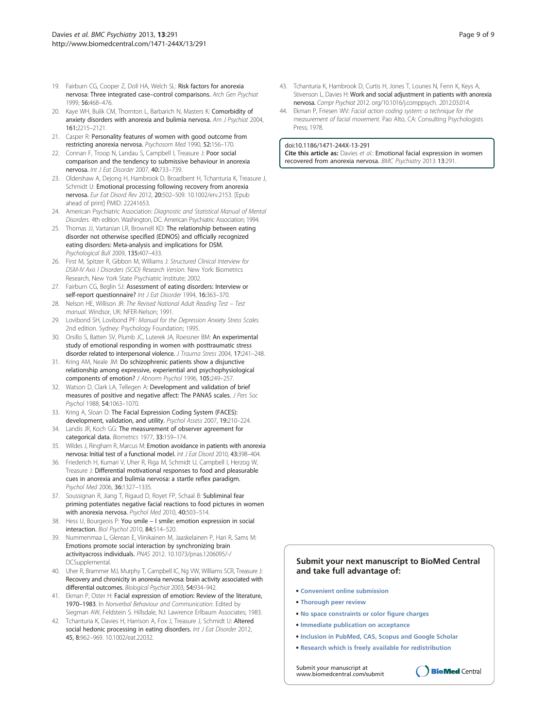19. Fairburn CG, Cooper Z, Doll HA, Welch SL: **Risk factors for anorexia nervosa: Three integrated case–control comparisons.** *Arch Gen Psychiat* 1999, **56:**468–476.
20. Kaye WH, Bulik CM, Thornton L, Barbarich N, Masters K: **Comorbidity of anxiety disorders with anorexia and bulimia nervosa.** *Am J Psychiat* 2004, **161:**2215–2121.
21. Casper R: **Personality features of women with good outcome from restricting anorexia nervosa.** *Psychosom Med* 1990, **52:**156–170.
22. Connan F, Troop N, Landau S, Campbell I, Treasure J: **Poor social comparison and the tendency to submissive behaviour in anorexia nervosa.** *Int J Eat Disorder* 2007, **40:**733–739.
23. Oldershaw A, Dejong H, Hambrook D, Broadbent H, Tchanturia K, Treasure J, Schmidt U: **Emotional processing following recovery from anorexia nervosa.** *Eur Eat Disord Rev* 2012, **20:**502–509. 10.1002/erv.2153. [Epub ahead of print] PMID: 22241653.
24. American Psychiatric Association: *Diagnostic and Statistical Manual of Mental Disorders.* 4th edition. Washington, DC: American Psychiatric Association; 1994.
25. Thomas JJ, Vartanian LR, Brownell KD: **The relationship between eating disorder not otherwise specified (EDNOS) and officially recognized eating disorders: Meta-analysis and implications for DSM.** *Psychological Bull* 2009, **135:**407–433.
26. First M, Spitzer R, Gibbon M, Williams J: *Structured Clinical Interview for DSM-IV Axis I Disorders (SCID) Research Version.* New York: Biometrics Research, New York State Psychiatric Institute; 2002.
27. Fairburn CG, Beglin SJ: **Assessment of eating disorders: Interview or self-report questionnaire?** *Int J Eat Disorder* 1994, **16:**363–370.
28. Nelson HE, Willison JR: *The Revised National Adult Reading Test – Test manual.* Windsor, UK: NFER-Nelson; 1991.
29. Lovibond SH, Lovibond PF: *Manual for the Depression Anxiety Stress Scales.* 2nd edition. Sydney: Psychology Foundation; 1995.
30. Orsillo S, Batten SV, Plumb JC, Luterek JA, Roessner BM: **An experimental study of emotional responding in women with posttraumatic stress disorder related to interpersonal violence.** *J Trauma Stress* 2004, **17:**241–248.
31. Kring AM, Neale JM: **Do schizophrenic patients show a disjunctive relationship among expressive, experiential and psychophysiological components of emotion?** *J Abnorm Psychol* 1996, **105:**249–257.
32. Watson D, Clark LA, Tellegen A: **Development and validation of brief measures of positive and negative affect: The PANAS scales.** *J Pers Soc Psychol* 1988, **54:**1063–1070.
33. Kring A, Sloan D: **The Facial Expression Coding System (FACES): development, validation, and utility.** *Psychol Assess* 2007, **19:**210–224.
34. Landis JR, Koch GG: **The measurement of observer agreement for categorical data.** *Biometrics* 1977, **33:**159–174.
35. Wildes J, Ringham R, Marcus M: **Emotion avoidance in patients with anorexia nervosa: Initial test of a functional model.** *Int J Eat Disord* 2010, **43:**398–404.
36. Friederich H, Kumari V, Uher R, Riga M, Schmidt U, Campbell I, Herzog W, Treasure J: **Differential motivational responses to food and pleasurable cues in anorexia and bulimia nervosa: a startle reflex paradigm.** *Psychol Med* 2006, **36:**1327–1335.
37. Soussignan R, Jiang T, Rigaud D, Royet FP, Schaal B: **Subliminal fear priming potentiates negative facial reactions to food pictures in women with anorexia nervosa.** *Psychol Med* 2010, **40:**503–514.
38. Hess U, Bourgeois P: **You smile – I smile: emotion expression in social interaction.** *Biol Psychol* 2010, **84:**514–520.
39. Nummenmaa L, Glerean E, Viinikainen M, Jaaskelainen P, Hari R, Sams M: **Emotions promote social interaction by synchronizing brain activityacross individuals.** *PNAS* 2012. 10.1073/pnas.1206095/-/DCSupplemental.
40. Uher R, Brammer MJ, Murphy T, Campbell IC, Ng VW, Williams SCR, Treasure J: **Recovery and chronicity in anorexia nervosa: brain activity associated with differential outcomes.** *Biological Psychiat* 2003, **54:**934–942.
41. Ekman P, Oster H: **Facial expression of emotion: Review of the literature, 1970–1983.** In *Nonverbal Behaviour and Communication.* Edited by Siegman AW, Feldstein S. Hillsdale, NJ: Lawrence Erlbaum Associates; 1983.
42. Tchanturia K, Davies H, Harrison A, Fox J, Treasure J, Schmidt U: **Altered social hedonic processing in eating disorders.** *Int J Eat Disorder* 2012, **45, 8:**962–969. 10.1002/eat.22032.
43. Tchanturia K, Hambrook D, Curtis H, Jones T, Lounes N, Fenn K, Keys A, Stivenson L, Davies H: **Work and social adjustment in patients with anorexia nervosa.** *Compr Psychiat* 2012. org/10.1016/j.comppsych. .2012.03.014.
44. Ekman P, Friesen WV: *Facial action coding system: a technique for the measurement of facial movement.* Pao Alto, CA: Consulting Psychologists Press; 1978.

doi:10.1186/1471-244X-13-291
**Cite this article as:** Davies *et al.*: Emotional facial expression in women recovered from anorexia nervosa. *BMC Psychiatry* 2013 **13**:291.

**Submit your next manuscript to BioMed Central and take full advantage of:**

- **Convenient online submission**
- **Thorough peer review**
- **No space constraints or color figure charges**
- **Immediate publication on acceptance**
- **Inclusion in PubMed, CAS, Scopus and Google Scholar**
- **Research which is freely available for redistribution**

Submit your manuscript at
www.biomedcentral.com/submit